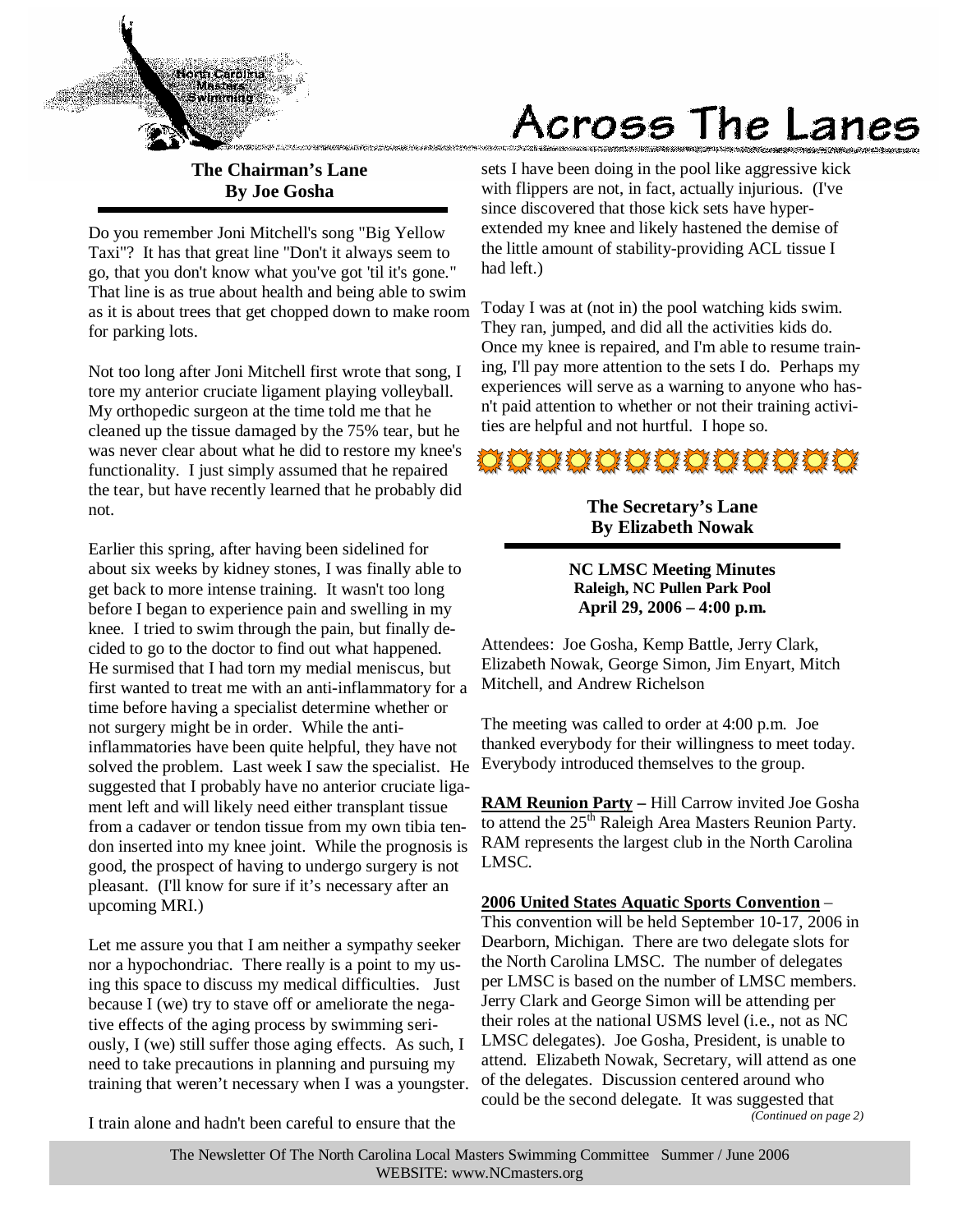# Across The Lanes

## The Chairman's Lane
### By Joe Gosha

Do you remember Joni Mitchell's song "Big Yellow Taxi"? It has that great line "Don't it always seem to go, that you don't know what you've got 'til it's gone." That line is as true about health and being able to swim as it is about trees that get chopped down to make room for parking lots.

Not too long after Joni Mitchell first wrote that song, I tore my anterior cruciate ligament playing volleyball. My orthopedic surgeon at the time told me that he cleaned up the tissue damaged by the 75% tear, but he was never clear about what he did to restore my knee's functionality. I just simply assumed that he repaired the tear, but have recently learned that he probably did not.

Earlier this spring, after having been sidelined for about six weeks by kidney stones, I was finally able to get back to more intense training. It wasn't too long before I began to experience pain and swelling in my knee. I tried to swim through the pain, but finally decided to go to the doctor to find out what happened. He surmised that I had torn my medial meniscus, but first wanted to treat me with an anti-inflammatory for a time before having a specialist determine whether or not surgery might be in order. While the anti-inflammatories have been quite helpful, they have not solved the problem. Last week I saw the specialist. He suggested that I probably have no anterior cruciate ligament left and will likely need either transplant tissue from a cadaver or tendon tissue from my own tibia tendon inserted into my knee joint. While the prognosis is good, the prospect of having to undergo surgery is not pleasant. (I'll know for sure if it's necessary after an upcoming MRI.)

Let me assure you that I am neither a sympathy seeker nor a hypochondriac. There really is a point to my using this space to discuss my medical difficulties. Just because I (we) try to stave off or ameliorate the negative effects of the aging process by swimming seriously, I (we) still suffer those aging effects. As such, I need to take precautions in planning and pursuing my training that weren't necessary when I was a youngster.

I train alone and hadn't been careful to ensure that the sets I have been doing in the pool like aggressive kick with flippers are not, in fact, actually injurious. (I've since discovered that those kick sets have hyper-extended my knee and likely hastened the demise of the little amount of stability-providing ACL tissue I had left.)

Today I was at (not in) the pool watching kids swim. They ran, jumped, and did all the activities kids do. Once my knee is repaired, and I'm able to resume training, I'll pay more attention to the sets I do. Perhaps my experiences will serve as a warning to anyone who hasn't paid attention to whether or not their training activities are helpful and not hurtful. I hope so.

## The Secretary's Lane
### By Elizabeth Nowak

**NC LMSC Meeting Minutes**
**Raleigh, NC Pullen Park Pool**
**April 29, 2006 – 4:00 p.m.**

Attendees: Joe Gosha, Kemp Battle, Jerry Clark, Elizabeth Nowak, George Simon, Jim Enyart, Mitch Mitchell, and Andrew Richelson

The meeting was called to order at 4:00 p.m. Joe thanked everybody for their willingness to meet today. Everybody introduced themselves to the group.

**RAM Reunion Party** – Hill Carrow invited Joe Gosha to attend the 25th Raleigh Area Masters Reunion Party. RAM represents the largest club in the North Carolina LMSC.

**2006 United States Aquatic Sports Convention** – This convention will be held September 10-17, 2006 in Dearborn, Michigan. There are two delegate slots for the North Carolina LMSC. The number of delegates per LMSC is based on the number of LMSC members. Jerry Clark and George Simon will be attending per their roles at the national USMS level (i.e., not as NC LMSC delegates). Joe Gosha, President, is unable to attend. Elizabeth Nowak, Secretary, will attend as one of the delegates. Discussion centered around who could be the second delegate. It was suggested that

*(Continued on page 2)*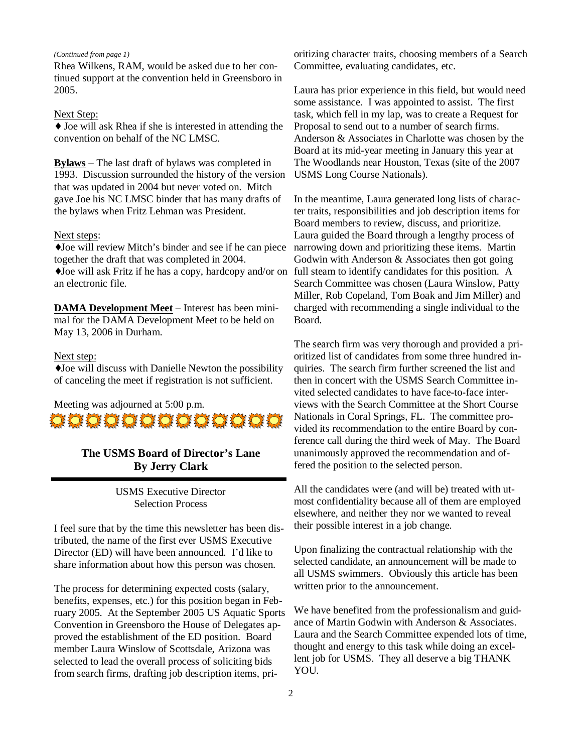*(Continued from page 1)*

Rhea Wilkens, RAM, would be asked due to her continued support at the convention held in Greensboro in 2005.

Next Step:

♦ Joe will ask Rhea if she is interested in attending the convention on behalf of the NC LMSC.

**Bylaws** – The last draft of bylaws was completed in 1993. Discussion surrounded the history of the version that was updated in 2004 but never voted on. Mitch gave Joe his NC LMSC binder that has many drafts of the bylaws when Fritz Lehman was President.

Next steps:

♦Joe will review Mitch's binder and see if he can piece together the draft that was completed in 2004.

♦Joe will ask Fritz if he has a copy, hardcopy and/or on an electronic file.

**DAMA Development Meet** – Interest has been minimal for the DAMA Development Meet to be held on May 13, 2006 in Durham.

Next step:

♦Joe will discuss with Danielle Newton the possibility of canceling the meet if registration is not sufficient.

Meeting was adjourned at 5:00 p.m.

## The USMS Board of Director's Lane
## By Jerry Clark

### USMS Executive Director Selection Process

I feel sure that by the time this newsletter has been distributed, the name of the first ever USMS Executive Director (ED) will have been announced. I'd like to share information about how this person was chosen.

The process for determining expected costs (salary, benefits, expenses, etc.) for this position began in February 2005. At the September 2005 US Aquatic Sports Convention in Greensboro the House of Delegates approved the establishment of the ED position. Board member Laura Winslow of Scottsdale, Arizona was selected to lead the overall process of soliciting bids from search firms, drafting job description items, prioritizing character traits, choosing members of a Search Committee, evaluating candidates, etc.

Laura has prior experience in this field, but would need some assistance. I was appointed to assist. The first task, which fell in my lap, was to create a Request for Proposal to send out to a number of search firms. Anderson & Associates in Charlotte was chosen by the Board at its mid-year meeting in January this year at The Woodlands near Houston, Texas (site of the 2007 USMS Long Course Nationals).

In the meantime, Laura generated long lists of character traits, responsibilities and job description items for Board members to review, discuss, and prioritize. Laura guided the Board through a lengthy process of narrowing down and prioritizing these items. Martin Godwin with Anderson & Associates then got going full steam to identify candidates for this position. A Search Committee was chosen (Laura Winslow, Patty Miller, Rob Copeland, Tom Boak and Jim Miller) and charged with recommending a single individual to the Board.

The search firm was very thorough and provided a prioritized list of candidates from some three hundred inquiries. The search firm further screened the list and then in concert with the USMS Search Committee invited selected candidates to have face-to-face interviews with the Search Committee at the Short Course Nationals in Coral Springs, FL. The committee provided its recommendation to the entire Board by conference call during the third week of May. The Board unanimously approved the recommendation and offered the position to the selected person.

All the candidates were (and will be) treated with utmost confidentiality because all of them are employed elsewhere, and neither they nor we wanted to reveal their possible interest in a job change.

Upon finalizing the contractual relationship with the selected candidate, an announcement will be made to all USMS swimmers. Obviously this article has been written prior to the announcement.

We have benefited from the professionalism and guidance of Martin Godwin with Anderson & Associates. Laura and the Search Committee expended lots of time, thought and energy to this task while doing an excellent job for USMS. They all deserve a big THANK YOU.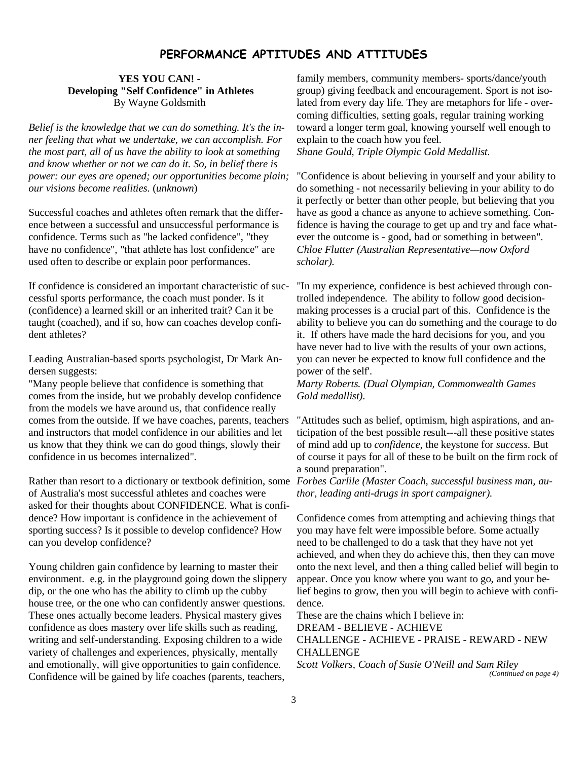# PERFORMANCE APTITUDES AND ATTITUDES

## YES YOU CAN! - Developing "Self Confidence" in Athletes

By Wayne Goldsmith

*Belief is the knowledge that we can do something. It's the inner feeling that what we undertake, we can accomplish. For the most part, all of us have the ability to look at something and know whether or not we can do it. So, in belief there is power: our eyes are opened; our opportunities become plain; our visions become realities.* (*unknown*)

Successful coaches and athletes often remark that the difference between a successful and unsuccessful performance is confidence. Terms such as "he lacked confidence", "they have no confidence", "that athlete has lost confidence" are used often to describe or explain poor performances.

If confidence is considered an important characteristic of successful sports performance, the coach must ponder. Is it (confidence) a learned skill or an inherited trait? Can it be taught (coached), and if so, how can coaches develop confident athletes?

Leading Australian-based sports psychologist, Dr Mark Andersen suggests:

"Many people believe that confidence is something that comes from the inside, but we probably develop confidence from the models we have around us, that confidence really comes from the outside. If we have coaches, parents, teachers and instructors that model confidence in our abilities and let us know that they think we can do good things, slowly their confidence in us becomes internalized".

Rather than resort to a dictionary or textbook definition, some of Australia's most successful athletes and coaches were asked for their thoughts about CONFIDENCE. What is confidence? How important is confidence in the achievement of sporting success? Is it possible to develop confidence? How can you develop confidence?

Young children gain confidence by learning to master their environment. e.g. in the playground going down the slippery dip, or the one who has the ability to climb up the cubby house tree, or the one who can confidently answer questions. These ones actually become leaders. Physical mastery gives confidence as does mastery over life skills such as reading, writing and self-understanding. Exposing children to a wide variety of challenges and experiences, physically, mentally and emotionally, will give opportunities to gain confidence. Confidence will be gained by life coaches (parents, teachers, family members, community members- sports/dance/youth group) giving feedback and encouragement. Sport is not isolated from every day life. They are metaphors for life - overcoming difficulties, setting goals, regular training working toward a longer term goal, knowing yourself well enough to explain to the coach how you feel.
*Shane Gould, Triple Olympic Gold Medallist.*

"Confidence is about believing in yourself and your ability to do something - not necessarily believing in your ability to do it perfectly or better than other people, but believing that you have as good a chance as anyone to achieve something. Confidence is having the courage to get up and try and face whatever the outcome is - good, bad or something in between".
*Chloe Flutter (Australian Representative—now Oxford scholar).*

"In my experience, confidence is best achieved through controlled independence. The ability to follow good decision-making processes is a crucial part of this. Confidence is the ability to believe you can do something and the courage to do it. If others have made the hard decisions for you, and you have never had to live with the results of your own actions, you can never be expected to know full confidence and the power of the self'.
*Marty Roberts. (Dual Olympian, Commonwealth Games Gold medallist).*

"Attitudes such as belief, optimism, high aspirations, and anticipation of the best possible result---all these positive states of mind add up to *confidence*, the keystone for *success*. But of course it pays for all of these to be built on the firm rock of a sound preparation".
*Forbes Carlile (Master Coach, successful business man, author, leading anti-drugs in sport campaigner).*

Confidence comes from attempting and achieving things that you may have felt were impossible before. Some actually need to be challenged to do a task that they have not yet achieved, and when they do achieve this, then they can move onto the next level, and then a thing called belief will begin to appear. Once you know where you want to go, and your belief begins to grow, then you will begin to achieve with confidence.

These are the chains which I believe in:

DREAM - BELIEVE - ACHIEVE

CHALLENGE - ACHIEVE - PRAISE - REWARD - NEW CHALLENGE

*Scott Volkers, Coach of Susie O'Neill and Sam Riley*

*(Continued on page 4)*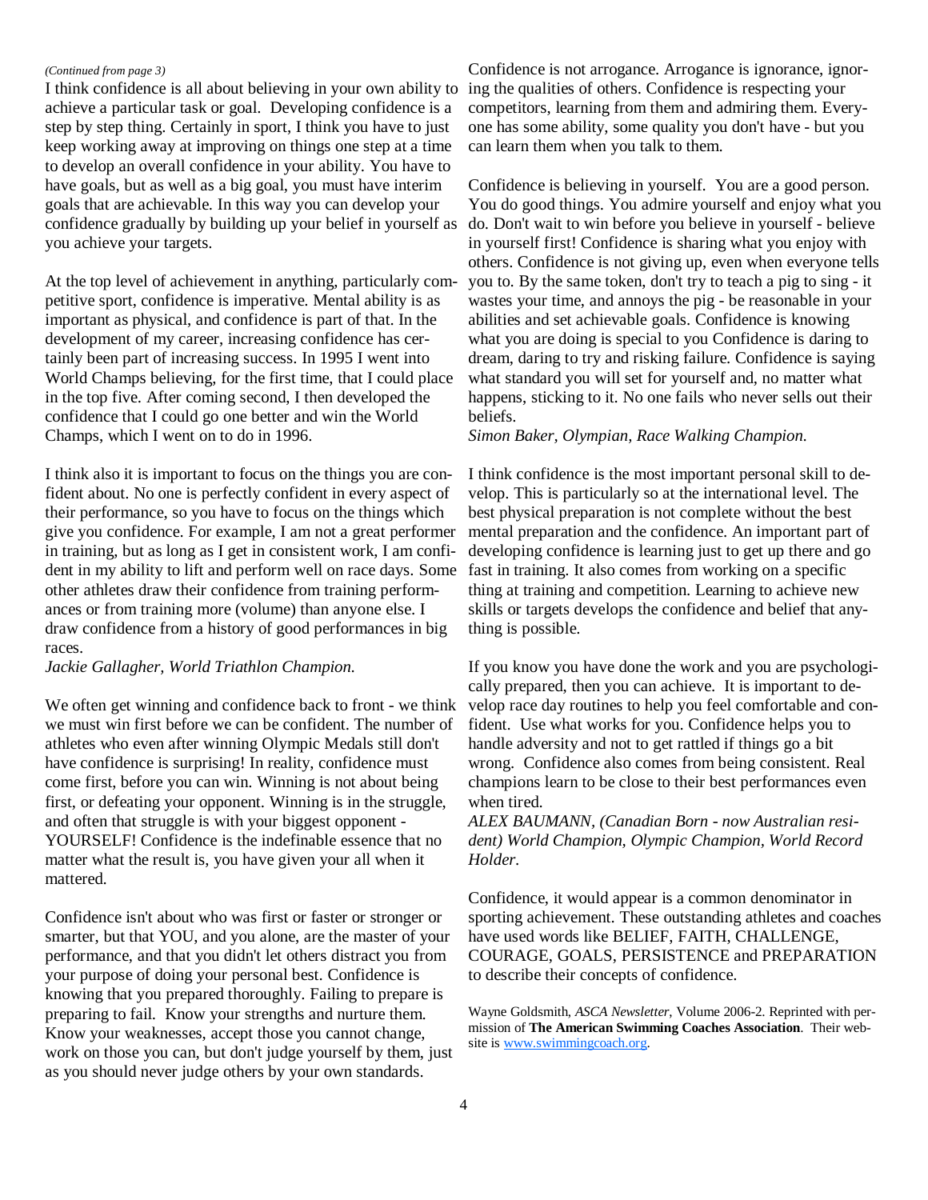*(Continued from page 3)*

I think confidence is all about believing in your own ability to achieve a particular task or goal. Developing confidence is a step by step thing. Certainly in sport, I think you have to just keep working away at improving on things one step at a time to develop an overall confidence in your ability. You have to have goals, but as well as a big goal, you must have interim goals that are achievable. In this way you can develop your confidence gradually by building up your belief in yourself as you achieve your targets.

At the top level of achievement in anything, particularly competitive sport, confidence is imperative. Mental ability is as important as physical, and confidence is part of that. In the development of my career, increasing confidence has certainly been part of increasing success. In 1995 I went into World Champs believing, for the first time, that I could place in the top five. After coming second, I then developed the confidence that I could go one better and win the World Champs, which I went on to do in 1996.

I think also it is important to focus on the things you are confident about. No one is perfectly confident in every aspect of their performance, so you have to focus on the things which give you confidence. For example, I am not a great performer in training, but as long as I get in consistent work, I am confident in my ability to lift and perform well on race days. Some other athletes draw their confidence from training performances or from training more (volume) than anyone else. I draw confidence from a history of good performances in big races.

*Jackie Gallagher, World Triathlon Champion.*

We often get winning and confidence back to front - we think we must win first before we can be confident. The number of athletes who even after winning Olympic Medals still don't have confidence is surprising! In reality, confidence must come first, before you can win. Winning is not about being first, or defeating your opponent. Winning is in the struggle, and often that struggle is with your biggest opponent - YOURSELF! Confidence is the indefinable essence that no matter what the result is, you have given your all when it mattered.

Confidence isn't about who was first or faster or stronger or smarter, but that YOU, and you alone, are the master of your performance, and that you didn't let others distract you from your purpose of doing your personal best. Confidence is knowing that you prepared thoroughly. Failing to prepare is preparing to fail. Know your strengths and nurture them. Know your weaknesses, accept those you cannot change, work on those you can, but don't judge yourself by them, just as you should never judge others by your own standards.

Confidence is not arrogance. Arrogance is ignorance, ignoring the qualities of others. Confidence is respecting your competitors, learning from them and admiring them. Everyone has some ability, some quality you don't have - but you can learn them when you talk to them.

Confidence is believing in yourself. You are a good person. You do good things. You admire yourself and enjoy what you do. Don't wait to win before you believe in yourself - believe in yourself first! Confidence is sharing what you enjoy with others. Confidence is not giving up, even when everyone tells you to. By the same token, don't try to teach a pig to sing - it wastes your time, and annoys the pig - be reasonable in your abilities and set achievable goals. Confidence is knowing what you are doing is special to you Confidence is daring to dream, daring to try and risking failure. Confidence is saying what standard you will set for yourself and, no matter what happens, sticking to it. No one fails who never sells out their beliefs.

*Simon Baker, Olympian, Race Walking Champion.*

I think confidence is the most important personal skill to develop. This is particularly so at the international level. The best physical preparation is not complete without the best mental preparation and the confidence. An important part of developing confidence is learning just to get up there and go fast in training. It also comes from working on a specific thing at training and competition. Learning to achieve new skills or targets develops the confidence and belief that anything is possible.

If you know you have done the work and you are psychologically prepared, then you can achieve. It is important to develop race day routines to help you feel comfortable and confident. Use what works for you. Confidence helps you to handle adversity and not to get rattled if things go a bit wrong. Confidence also comes from being consistent. Real champions learn to be close to their best performances even when tired.

*ALEX BAUMANN, (Canadian Born - now Australian resident) World Champion, Olympic Champion, World Record Holder.*

Confidence, it would appear is a common denominator in sporting achievement. These outstanding athletes and coaches have used words like BELIEF, FAITH, CHALLENGE, COURAGE, GOALS, PERSISTENCE and PREPARATION to describe their concepts of confidence.

Wayne Goldsmith, *ASCA Newsletter*, Volume 2006-2. Reprinted with permission of **The American Swimming Coaches Association**. Their website is www.swimmingcoach.org.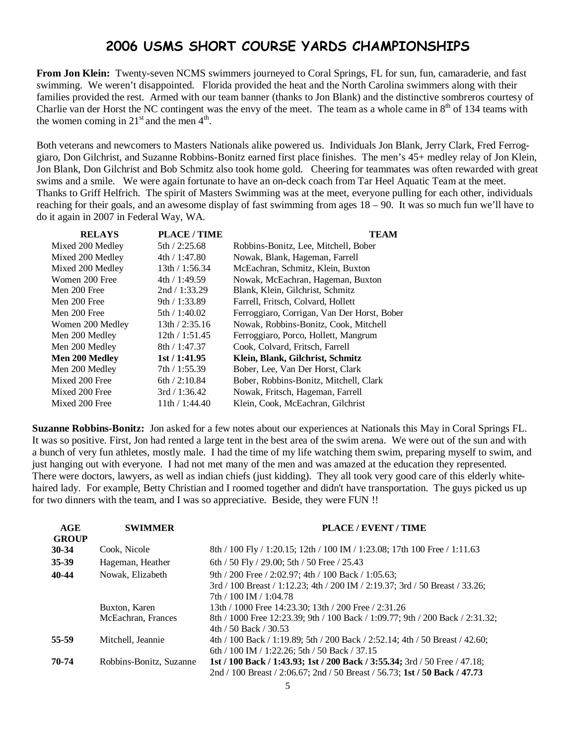# 2006 USMS SHORT COURSE YARDS CHAMPIONSHIPS

**From Jon Klein:** Twenty-seven NCMS swimmers journeyed to Coral Springs, FL for sun, fun, camaraderie, and fast swimming. We weren't disappointed. Florida provided the heat and the North Carolina swimmers along with their families provided the rest. Armed with our team banner (thanks to Jon Blank) and the distinctive sombreros courtesy of Charlie van der Horst the NC contingent was the envy of the meet. The team as a whole came in 8th of 134 teams with the women coming in 21st and the men 4th.

Both veterans and newcomers to Masters Nationals alike powered us. Individuals Jon Blank, Jerry Clark, Fred Ferroggiaro, Don Gilchrist, and Suzanne Robbins-Bonitz earned first place finishes. The men's 45+ medley relay of Jon Klein, Jon Blank, Don Gilchrist and Bob Schmitz also took home gold. Cheering for teammates was often rewarded with great swims and a smile. We were again fortunate to have an on-deck coach from Tar Heel Aquatic Team at the meet. Thanks to Griff Helfrich. The spirit of Masters Swimming was at the meet, everyone pulling for each other, individuals reaching for their goals, and an awesome display of fast swimming from ages 18 – 90. It was so much fun we'll have to do it again in 2007 in Federal Way, WA.

| RELAYS | PLACE / TIME | TEAM |
|---|---|---|
| Mixed 200 Medley | 5th / 2:25.68 | Robbins-Bonitz, Lee, Mitchell, Bober |
| Mixed 200 Medley | 4th / 1:47.80 | Nowak, Blank, Hageman, Farrell |
| Mixed 200 Medley | 13th / 1:56.34 | McEachran, Schmitz, Klein, Buxton |
| Women 200 Free | 4th / 1:49.59 | Nowak, McEachran, Hageman, Buxton |
| Men 200 Free | 2nd / 1:33.29 | Blank, Klein, Gilchrist, Schmitz |
| Men 200 Free | 9th / 1:33.89 | Farrell, Fritsch, Colvard, Hollett |
| Men 200 Free | 5th / 1:40.02 | Ferroggiaro, Corrigan, Van Der Horst, Bober |
| Women 200 Medley | 13th / 2:35.16 | Nowak, Robbins-Bonitz, Cook, Mitchell |
| Men 200 Medley | 12th / 1:51.45 | Ferroggiaro, Porco, Hollett, Mangrum |
| Men 200 Medley | 8th / 1:47.37 | Cook, Colvard, Fritsch, Farrell |
| **Men 200 Medley** | **1st / 1:41.95** | **Klein, Blank, Gilchrist, Schmitz** |
| Men 200 Medley | 7th / 1:55.39 | Bober, Lee, Van Der Horst, Clark |
| Mixed 200 Free | 6th / 2:10.84 | Bober, Robbins-Bonitz, Mitchell, Clark |
| Mixed 200 Free | 3rd / 1:36.42 | Nowak, Fritsch, Hageman, Farrell |
| Mixed 200 Free | 11th / 1:44.40 | Klein, Cook, McEachran, Gilchrist |

**Suzanne Robbins-Bonitz:** Jon asked for a few notes about our experiences at Nationals this May in Coral Springs FL. It was so positive. First, Jon had rented a large tent in the best area of the swim arena. We were out of the sun and with a bunch of very fun athletes, mostly male. I had the time of my life watching them swim, preparing myself to swim, and just hanging out with everyone. I had not met many of the men and was amazed at the education they represented. There were doctors, lawyers, as well as indian chiefs (just kidding). They all took very good care of this elderly white-haired lady. For example, Betty Christian and I roomed together and didn't have transportation. The guys picked us up for two dinners with the team, and I was so appreciative. Beside, they were FUN !!

| AGE GROUP | SWIMMER | PLACE / EVENT / TIME |
|---|---|---|
| **30-34** | Cook, Nicole | 8th / 100 Fly / 1:20.15; 12th / 100 IM / 1:23.08; 17th 100 Free / 1:11.63 |
| **35-39** | Hageman, Heather | 6th / 50 Fly / 29.00; 5th / 50 Free / 25.43 |
| **40-44** | Nowak, Elizabeth | 9th / 200 Free / 2:02.97; 4th / 100 Back / 1:05.63; 3rd / 100 Breast / 1:12.23; 4th / 200 IM / 2:19.37; 3rd / 50 Breast / 33.26; 7th / 100 IM / 1:04.78 |
| | Buxton, Karen | 13th / 1000 Free 14:23.30; 13th / 200 Free / 2:31.26 |
| | McEachran, Frances | 8th / 1000 Free 12:23.39; 9th / 100 Back / 1:09.77; 9th / 200 Back / 2:31.32; 4th / 50 Back / 30.53 |
| **55-59** | Mitchell, Jeannie | 4th / 100 Back / 1:19.89; 5th / 200 Back / 2:52.14; 4th / 50 Breast / 42.60; 6th / 100 IM / 1:22.26; 5th / 50 Back / 37.15 |
| **70-74** | Robbins-Bonitz, Suzanne | **1st / 100 Back / 1:43.93; 1st / 200 Back / 3:55.34;** 3rd / 50 Free / 47.18; 2nd / 100 Breast / 2:06.67; 2nd / 50 Breast / 56.73; **1st / 50 Back / 47.73** |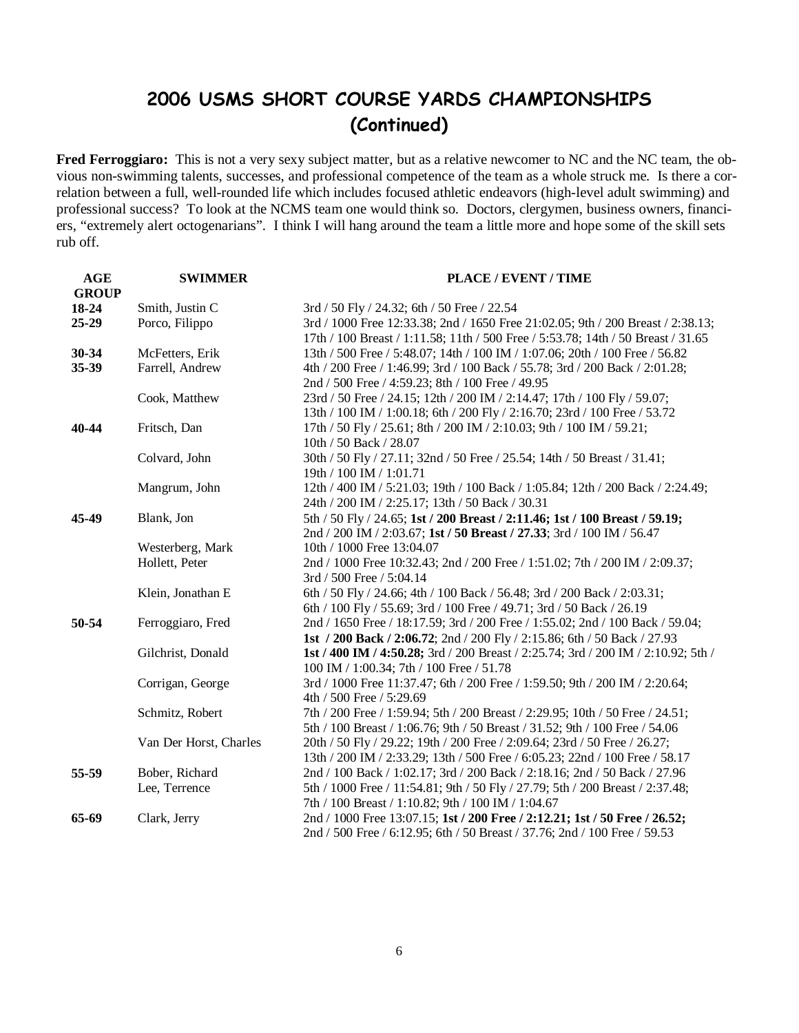# 2006 USMS SHORT COURSE YARDS CHAMPIONSHIPS (Continued)

**Fred Ferroggiaro:** This is not a very sexy subject matter, but as a relative newcomer to NC and the NC team, the obvious non-swimming talents, successes, and professional competence of the team as a whole struck me. Is there a correlation between a full, well-rounded life which includes focused athletic endeavors (high-level adult swimming) and professional success? To look at the NCMS team one would think so. Doctors, clergymen, business owners, financiers, "extremely alert octogenarians". I think I will hang around the team a little more and hope some of the skill sets rub off.

| AGE GROUP | SWIMMER | PLACE / EVENT / TIME |
|---|---|---|
| **18-24** | Smith, Justin C | 3rd / 50 Fly / 24.32; 6th / 50 Free / 22.54 |
| **25-29** | Porco, Filippo | 3rd / 1000 Free 12:33.38; 2nd / 1650 Free 21:02.05; 9th / 200 Breast / 2:38.13; 17th / 100 Breast / 1:11.58; 11th / 500 Free / 5:53.78; 14th / 50 Breast / 31.65 |
| **30-34** | McFetters, Erik | 13th / 500 Free / 5:48.07; 14th / 100 IM / 1:07.06; 20th / 100 Free / 56.82 |
| **35-39** | Farrell, Andrew | 4th / 200 Free / 1:46.99; 3rd / 100 Back / 55.78; 3rd / 200 Back / 2:01.28; 2nd / 500 Free / 4:59.23; 8th / 100 Free / 49.95 |
| | Cook, Matthew | 23rd / 50 Free / 24.15; 12th / 200 IM / 2:14.47; 17th / 100 Fly / 59.07; 13th / 100 IM / 1:00.18; 6th / 200 Fly / 2:16.70; 23rd / 100 Free / 53.72 |
| **40-44** | Fritsch, Dan | 17th / 50 Fly / 25.61; 8th / 200 IM / 2:10.03; 9th / 100 IM / 59.21; 10th / 50 Back / 28.07 |
| | Colvard, John | 30th / 50 Fly / 27.11; 32nd / 50 Free / 25.54; 14th / 50 Breast / 31.41; 19th / 100 IM / 1:01.71 |
| | Mangrum, John | 12th / 400 IM / 5:21.03; 19th / 100 Back / 1:05.84; 12th / 200 Back / 2:24.49; 24th / 200 IM / 2:25.17; 13th / 50 Back / 30.31 |
| **45-49** | Blank, Jon | 5th / 50 Fly / 24.65; **1st / 200 Breast / 2:11.46; 1st / 100 Breast / 59.19;** 2nd / 200 IM / 2:03.67; **1st / 50 Breast / 27.33**; 3rd / 100 IM / 56.47 |
| | Westerberg, Mark | 10th / 1000 Free 13:04.07 |
| | Hollett, Peter | 2nd / 1000 Free 10:32.43; 2nd / 200 Free / 1:51.02; 7th / 200 IM / 2:09.37; 3rd / 500 Free / 5:04.14 |
| | Klein, Jonathan E | 6th / 50 Fly / 24.66; 4th / 100 Back / 56.48; 3rd / 200 Back / 2:03.31; 6th / 100 Fly / 55.69; 3rd / 100 Free / 49.71; 3rd / 50 Back / 26.19 |
| **50-54** | Ferroggiaro, Fred | 2nd / 1650 Free / 18:17.59; 3rd / 200 Free / 1:55.02; 2nd / 100 Back / 59.04; **1st / 200 Back / 2:06.72**; 2nd / 200 Fly / 2:15.86; 6th / 50 Back / 27.93 |
| | Gilchrist, Donald | **1st / 400 IM / 4:50.28;** 3rd / 200 Breast / 2:25.74; 3rd / 200 IM / 2:10.92; 5th / 100 IM / 1:00.34; 7th / 100 Free / 51.78 |
| | Corrigan, George | 3rd / 1000 Free 11:37.47; 6th / 200 Free / 1:59.50; 9th / 200 IM / 2:20.64; 4th / 500 Free / 5:29.69 |
| | Schmitz, Robert | 7th / 200 Free / 1:59.94; 5th / 200 Breast / 2:29.95; 10th / 50 Free / 24.51; 5th / 100 Breast / 1:06.76; 9th / 50 Breast / 31.52; 9th / 100 Free / 54.06 |
| | Van Der Horst, Charles | 20th / 50 Fly / 29.22; 19th / 200 Free / 2:09.64; 23rd / 50 Free / 26.27; 13th / 200 IM / 2:33.29; 13th / 500 Free / 6:05.23; 22nd / 100 Free / 58.17 |
| **55-59** | Bober, Richard | 2nd / 100 Back / 1:02.17; 3rd / 200 Back / 2:18.16; 2nd / 50 Back / 27.96 |
| | Lee, Terrence | 5th / 1000 Free / 11:54.81; 9th / 50 Fly / 27.79; 5th / 200 Breast / 2:37.48; 7th / 100 Breast / 1:10.82; 9th / 100 IM / 1:04.67 |
| **65-69** | Clark, Jerry | 2nd / 1000 Free 13:07.15; **1st / 200 Free / 2:12.21; 1st / 50 Free / 26.52;** 2nd / 500 Free / 6:12.95; 6th / 50 Breast / 37.76; 2nd / 100 Free / 59.53 |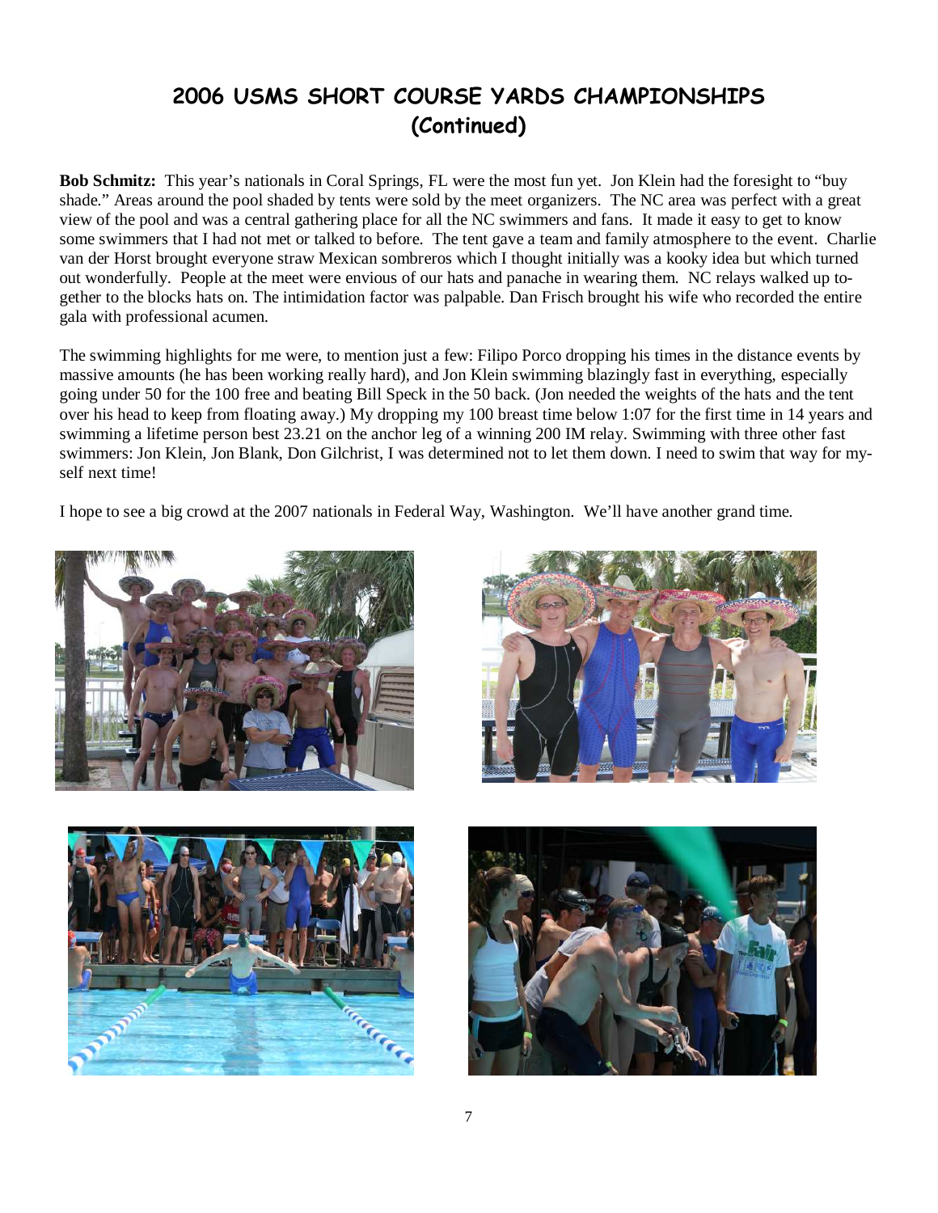## 2006 USMS SHORT COURSE YARDS CHAMPIONSHIPS
## (Continued)

**Bob Schmitz:** This year's nationals in Coral Springs, FL were the most fun yet. Jon Klein had the foresight to "buy shade." Areas around the pool shaded by tents were sold by the meet organizers. The NC area was perfect with a great view of the pool and was a central gathering place for all the NC swimmers and fans. It made it easy to get to know some swimmers that I had not met or talked to before. The tent gave a team and family atmosphere to the event. Charlie van der Horst brought everyone straw Mexican sombreros which I thought initially was a kooky idea but which turned out wonderfully. People at the meet were envious of our hats and panache in wearing them. NC relays walked up together to the blocks hats on. The intimidation factor was palpable. Dan Frisch brought his wife who recorded the entire gala with professional acumen.

The swimming highlights for me were, to mention just a few: Filipo Porco dropping his times in the distance events by massive amounts (he has been working really hard), and Jon Klein swimming blazingly fast in everything, especially going under 50 for the 100 free and beating Bill Speck in the 50 back. (Jon needed the weights of the hats and the tent over his head to keep from floating away.) My dropping my 100 breast time below 1:07 for the first time in 14 years and swimming a lifetime person best 23.21 on the anchor leg of a winning 200 IM relay. Swimming with three other fast swimmers: Jon Klein, Jon Blank, Don Gilchrist, I was determined not to let them down. I need to swim that way for myself next time!

I hope to see a big crowd at the 2007 nationals in Federal Way, Washington. We'll have another grand time.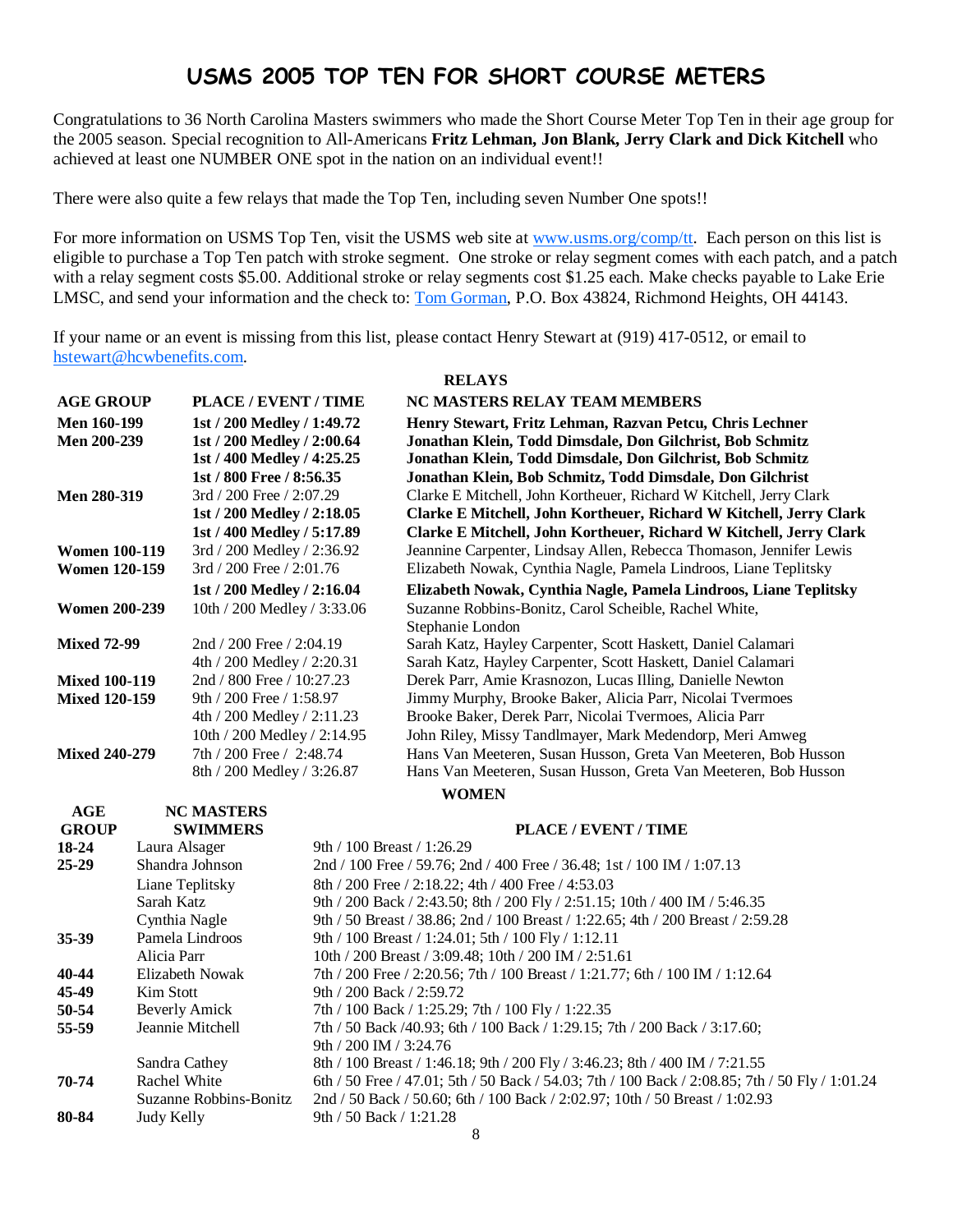# USMS 2005 TOP TEN FOR SHORT COURSE METERS

Congratulations to 36 North Carolina Masters swimmers who made the Short Course Meter Top Ten in their age group for the 2005 season. Special recognition to All-Americans **Fritz Lehman, Jon Blank, Jerry Clark and Dick Kitchell** who achieved at least one NUMBER ONE spot in the nation on an individual event!!

There were also quite a few relays that made the Top Ten, including seven Number One spots!!

For more information on USMS Top Ten, visit the USMS web site at www.usms.org/comp/tt. Each person on this list is eligible to purchase a Top Ten patch with stroke segment. One stroke or relay segment comes with each patch, and a patch with a relay segment costs $5.00. Additional stroke or relay segments cost $1.25 each. Make checks payable to Lake Erie LMSC, and send your information and the check to: Tom Gorman, P.O. Box 43824, Richmond Heights, OH 44143.

If your name or an event is missing from this list, please contact Henry Stewart at (919) 417-0512, or email to hstewart@hcwbenefits.com.

## RELAYS

| AGE GROUP | PLACE / EVENT / TIME | NC MASTERS RELAY TEAM MEMBERS |
|---|---|---|
| **Men 160-199** | **1st / 200 Medley / 1:49.72** | **Henry Stewart, Fritz Lehman, Razvan Petcu, Chris Lechner** |
| **Men 200-239** | **1st / 200 Medley / 2:00.64** | **Jonathan Klein, Todd Dimsdale, Don Gilchrist, Bob Schmitz** |
| | **1st / 400 Medley / 4:25.25** | **Jonathan Klein, Todd Dimsdale, Don Gilchrist, Bob Schmitz** |
| | **1st / 800 Free / 8:56.35** | **Jonathan Klein, Bob Schmitz, Todd Dimsdale, Don Gilchrist** |
| **Men 280-319** | 3rd / 200 Free / 2:07.29 | Clarke E Mitchell, John Kortheuer, Richard W Kitchell, Jerry Clark |
| | **1st / 200 Medley / 2:18.05** | **Clarke E Mitchell, John Kortheuer, Richard W Kitchell, Jerry Clark** |
| | **1st / 400 Medley / 5:17.89** | **Clarke E Mitchell, John Kortheuer, Richard W Kitchell, Jerry Clark** |
| **Women 100-119** | 3rd / 200 Medley / 2:36.92 | Jeannine Carpenter, Lindsay Allen, Rebecca Thomason, Jennifer Lewis |
| **Women 120-159** | 3rd / 200 Free / 2:01.76 | Elizabeth Nowak, Cynthia Nagle, Pamela Lindroos, Liane Teplitsky |
| | **1st / 200 Medley / 2:16.04** | **Elizabeth Nowak, Cynthia Nagle, Pamela Lindroos, Liane Teplitsky** |
| **Women 200-239** | 10th / 200 Medley / 3:33.06 | Suzanne Robbins-Bonitz, Carol Scheible, Rachel White, Stephanie London |
| **Mixed 72-99** | 2nd / 200 Free / 2:04.19 | Sarah Katz, Hayley Carpenter, Scott Haskett, Daniel Calamari |
| | 4th / 200 Medley / 2:20.31 | Sarah Katz, Hayley Carpenter, Scott Haskett, Daniel Calamari |
| **Mixed 100-119** | 2nd / 800 Free / 10:27.23 | Derek Parr, Amie Krasnozon, Lucas Illing, Danielle Newton |
| **Mixed 120-159** | 9th / 200 Free / 1:58.97 | Jimmy Murphy, Brooke Baker, Alicia Parr, Nicolai Tvermoes |
| | 4th / 200 Medley / 2:11.23 | Brooke Baker, Derek Parr, Nicolai Tvermoes, Alicia Parr |
| | 10th / 200 Medley / 2:14.95 | John Riley, Missy Tandlmayer, Mark Medendorp, Meri Amweg |
| **Mixed 240-279** | 7th / 200 Free / 2:48.74 | Hans Van Meeteren, Susan Husson, Greta Van Meeteren, Bob Husson |
| | 8th / 200 Medley / 3:26.87 | Hans Van Meeteren, Susan Husson, Greta Van Meeteren, Bob Husson |

## WOMEN

| AGE GROUP | NC MASTERS SWIMMERS | PLACE / EVENT / TIME |
|---|---|---|
| **18-24** | Laura Alsager | 9th / 100 Breast / 1:26.29 |
| **25-29** | Shandra Johnson | 2nd / 100 Free / 59.76; 2nd / 400 Free / 36.48; 1st / 100 IM / 1:07.13 |
| | Liane Teplitsky | 8th / 200 Free / 2:18.22; 4th / 400 Free / 4:53.03 |
| | Sarah Katz | 9th / 200 Back / 2:43.50; 8th / 200 Fly / 2:51.15; 10th / 400 IM / 5:46.35 |
| | Cynthia Nagle | 9th / 50 Breast / 38.86; 2nd / 100 Breast / 1:22.65; 4th / 200 Breast / 2:59.28 |
| **35-39** | Pamela Lindroos | 9th / 100 Breast / 1:24.01; 5th / 100 Fly / 1:12.11 |
| | Alicia Parr | 10th / 200 Breast / 3:09.48; 10th / 200 IM / 2:51.61 |
| **40-44** | Elizabeth Nowak | 7th / 200 Free / 2:20.56; 7th / 100 Breast / 1:21.77; 6th / 100 IM / 1:12.64 |
| **45-49** | Kim Stott | 9th / 200 Back / 2:59.72 |
| **50-54** | Beverly Amick | 7th / 100 Back / 1:25.29; 7th / 100 Fly / 1:22.35 |
| **55-59** | Jeannie Mitchell | 7th / 50 Back /40.93; 6th / 100 Back / 1:29.15; 7th / 200 Back / 3:17.60; 9th / 200 IM / 3:24.76 |
| | Sandra Cathey | 8th / 100 Breast / 1:46.18; 9th / 200 Fly / 3:46.23; 8th / 400 IM / 7:21.55 |
| **70-74** | Rachel White | 6th / 50 Free / 47.01; 5th / 50 Back / 54.03; 7th / 100 Back / 2:08.85; 7th / 50 Fly / 1:01.24 |
| | Suzanne Robbins-Bonitz | 2nd / 50 Back / 50.60; 6th / 100 Back / 2:02.97; 10th / 50 Breast / 1:02.93 |
| **80-84** | Judy Kelly | 9th / 50 Back / 1:21.28 |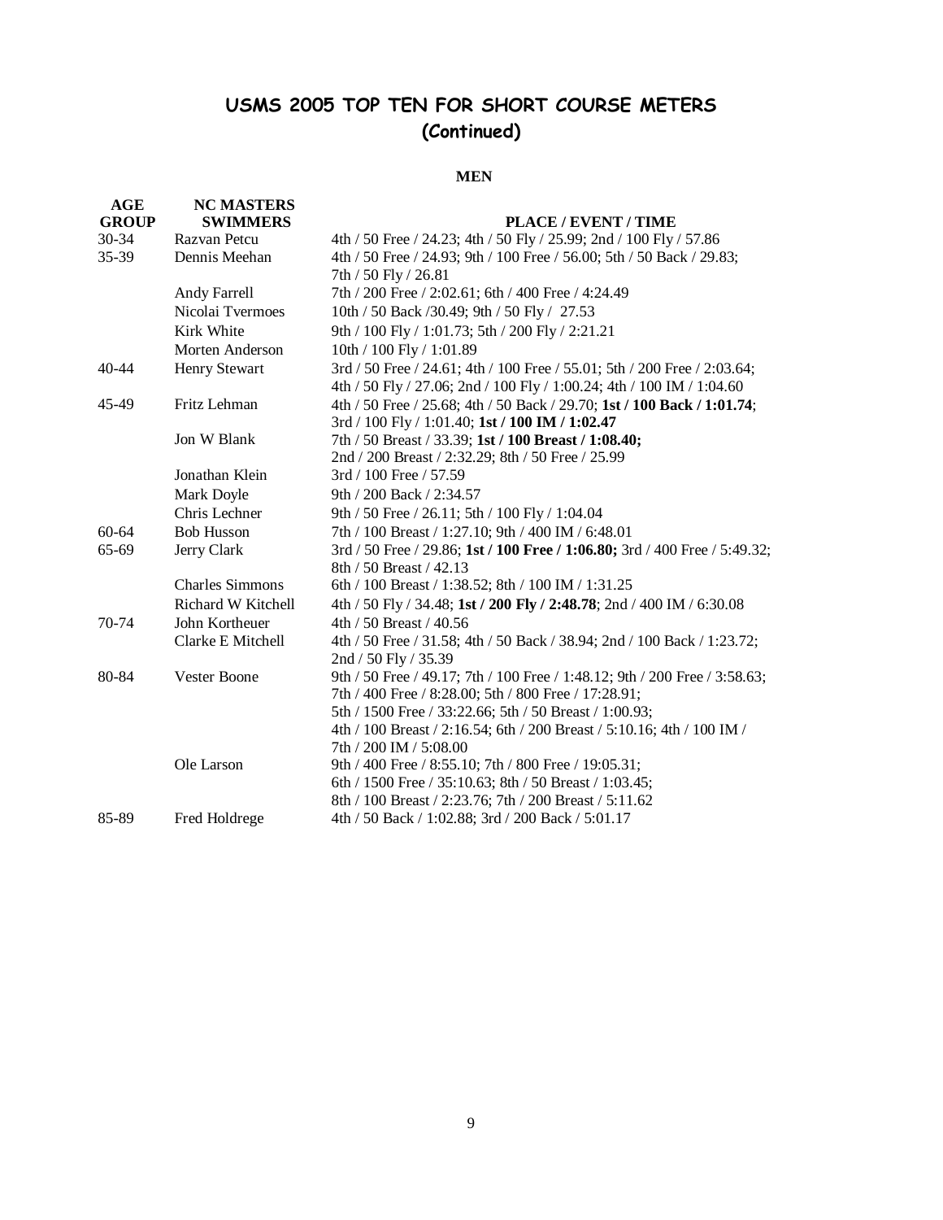# USMS 2005 TOP TEN FOR SHORT COURSE METERS
## (Continued)

**MEN**

| AGE GROUP | NC MASTERS SWIMMERS | PLACE / EVENT / TIME |
|---|---|---|
| 30-34 | Razvan Petcu | 4th / 50 Free / 24.23; 4th / 50 Fly / 25.99; 2nd / 100 Fly / 57.86 |
| 35-39 | Dennis Meehan | 4th / 50 Free / 24.93; 9th / 100 Free / 56.00; 5th / 50 Back / 29.83; 7th / 50 Fly / 26.81 |
| | Andy Farrell | 7th / 200 Free / 2:02.61; 6th / 400 Free / 4:24.49 |
| | Nicolai Tvermoes | 10th / 50 Back /30.49; 9th / 50 Fly / 27.53 |
| | Kirk White | 9th / 100 Fly / 1:01.73; 5th / 200 Fly / 2:21.21 |
| | Morten Anderson | 10th / 100 Fly / 1:01.89 |
| 40-44 | Henry Stewart | 3rd / 50 Free / 24.61; 4th / 100 Free / 55.01; 5th / 200 Free / 2:03.64; 4th / 50 Fly / 27.06; 2nd / 100 Fly / 1:00.24; 4th / 100 IM / 1:04.60 |
| 45-49 | Fritz Lehman | 4th / 50 Free / 25.68; 4th / 50 Back / 29.70; **1st / 100 Back / 1:01.74**; 3rd / 100 Fly / 1:01.40; **1st / 100 IM / 1:02.47** |
| | Jon W Blank | 7th / 50 Breast / 33.39; **1st / 100 Breast / 1:08.40;** 2nd / 200 Breast / 2:32.29; 8th / 50 Free / 25.99 |
| | Jonathan Klein | 3rd / 100 Free / 57.59 |
| | Mark Doyle | 9th / 200 Back / 2:34.57 |
| | Chris Lechner | 9th / 50 Free / 26.11; 5th / 100 Fly / 1:04.04 |
| 60-64 | Bob Husson | 7th / 100 Breast / 1:27.10; 9th / 400 IM / 6:48.01 |
| 65-69 | Jerry Clark | 3rd / 50 Free / 29.86; **1st / 100 Free / 1:06.80;** 3rd / 400 Free / 5:49.32; 8th / 50 Breast / 42.13 |
| | Charles Simmons | 6th / 100 Breast / 1:38.52; 8th / 100 IM / 1:31.25 |
| | Richard W Kitchell | 4th / 50 Fly / 34.48; **1st / 200 Fly / 2:48.78**; 2nd / 400 IM / 6:30.08 |
| 70-74 | John Kortheuer | 4th / 50 Breast / 40.56 |
| | Clarke E Mitchell | 4th / 50 Free / 31.58; 4th / 50 Back / 38.94; 2nd / 100 Back / 1:23.72; 2nd / 50 Fly / 35.39 |
| 80-84 | Vester Boone | 9th / 50 Free / 49.17; 7th / 100 Free / 1:48.12; 9th / 200 Free / 3:58.63; 7th / 400 Free / 8:28.00; 5th / 800 Free / 17:28.91; 5th / 1500 Free / 33:22.66; 5th / 50 Breast / 1:00.93; 4th / 100 Breast / 2:16.54; 6th / 200 Breast / 5:10.16; 4th / 100 IM / 7th / 200 IM / 5:08.00 |
| | Ole Larson | 9th / 400 Free / 8:55.10; 7th / 800 Free / 19:05.31; 6th / 1500 Free / 35:10.63; 8th / 50 Breast / 1:03.45; 8th / 100 Breast / 2:23.76; 7th / 200 Breast / 5:11.62 |
| 85-89 | Fred Holdrege | 4th / 50 Back / 1:02.88; 3rd / 200 Back / 5:01.17 |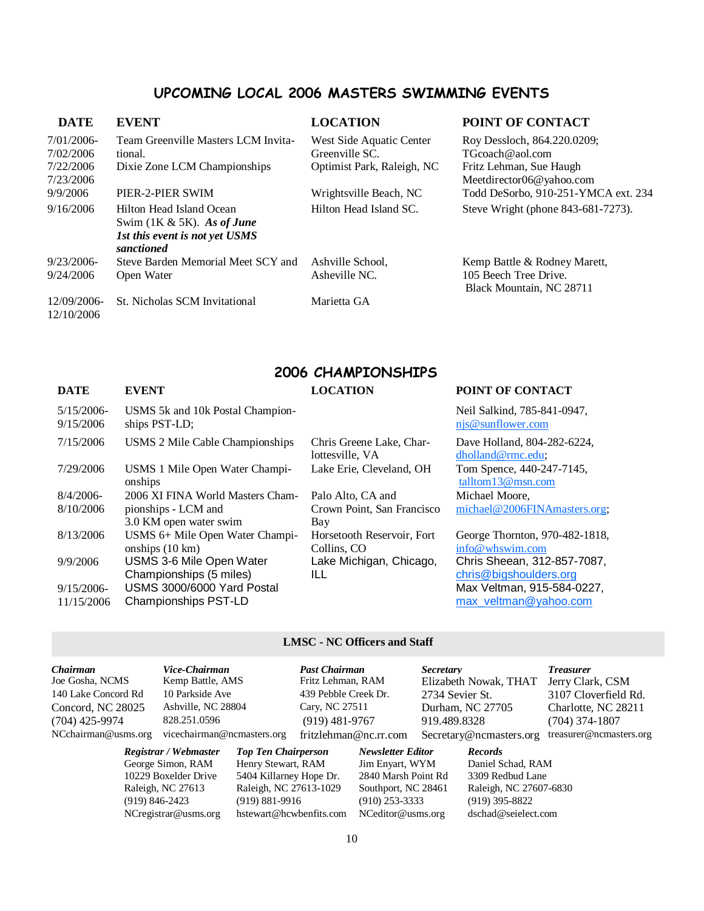## UPCOMING LOCAL 2006 MASTERS SWIMMING EVENTS

| DATE | EVENT | LOCATION | POINT OF CONTACT |
|---|---|---|---|
| 7/01/2006-7/02/2006 | Team Greenville Masters LCM Invitational. | West Side Aquatic Center Greenville SC. | Roy Dessloch, 864.220.0209; TGcoach@aol.com |
| 7/22/2006 7/23/2006 | Dixie Zone LCM Championships | Optimist Park, Raleigh, NC | Fritz Lehman, Sue Haugh Meetdirector06@yahoo.com |
| 9/9/2006 | PIER-2-PIER SWIM | Wrightsville Beach, NC | Todd DeSorbo, 910-251-YMCA ext. 234 |
| 9/16/2006 | Hilton Head Island Ocean Swim (1K & 5K). ***As of June 1st this event is not yet USMS sanctioned*** | Hilton Head Island SC. | Steve Wright (phone 843-681-7273). |
| 9/23/2006-9/24/2006 | Steve Barden Memorial Meet SCY and Open Water | Ashville School, Asheville NC. | Kemp Battle & Rodney Marett, 105 Beech Tree Drive. Black Mountain, NC 28711 |
| 12/09/2006-12/10/2006 | St. Nicholas SCM Invitational | Marietta GA | |

## 2006 CHAMPIONSHIPS

| DATE | EVENT | LOCATION | POINT OF CONTACT |
|---|---|---|---|
| 5/15/2006-9/15/2006 | USMS 5k and 10k Postal Championships PST-LD; | | Neil Salkind, 785-841-0947, njs@sunflower.com |
| 7/15/2006 | USMS 2 Mile Cable Championships | Chris Greene Lake, Charlottesville, VA | Dave Holland, 804-282-6224, dholland@rmc.edu; |
| 7/29/2006 | USMS 1 Mile Open Water Championships | Lake Erie, Cleveland, OH | Tom Spence, 440-247-7145, talltom13@msn.com |
| 8/4/2006-8/10/2006 | 2006 XI FINA World Masters Championships - LCM and 3.0 KM open water swim | Palo Alto, CA and Crown Point, San Francisco Bay | Michael Moore, michael@2006FINAmasters.org; |
| 8/13/2006 | USMS 6+ Mile Open Water Championships (10 km) | Horsetooth Reservoir, Fort Collins, CO | George Thornton, 970-482-1818, info@whswim.com |
| 9/9/2006 | USMS 3-6 Mile Open Water Championships (5 miles) | Lake Michigan, Chicago, ILL | Chris Sheean, 312-857-7087, chris@bigshoulders.org |
| 9/15/2006-11/15/2006 | USMS 3000/6000 Yard Postal Championships PST-LD | | Max Veltman, 915-584-0227, max_veltman@yahoo.com |

### LMSC - NC Officers and Staff

***Chairman***
Joe Gosha, NCMS
140 Lake Concord Rd
Concord, NC 28025
(704) 425-9974
NCchairman@usms.org

***Vice-Chairman***
Kemp Battle, AMS
10 Parkside Ave
Ashville, NC 28804
828.251.0596
vicechairman@ncmasters.org

***Past Chairman***
Fritz Lehman, RAM
439 Pebble Creek Dr.
Cary, NC 27511
(919) 481-9767
fritzlehman@nc.rr.com

***Secretary***
Elizabeth Nowak, THAT
2734 Sevier St.
Durham, NC 27705
919.489.8328
Secretary@ncmasters.org

***Treasurer***
Jerry Clark, CSM
3107 Cloverfield Rd.
Charlotte, NC 28211
(704) 374-1807
treasurer@ncmasters.org

***Registrar / Webmaster***
George Simon, RAM
10229 Boxelder Drive
Raleigh, NC 27613
(919) 846-2423
NCregistrar@usms.org

***Top Ten Chairperson***
Henry Stewart, RAM
5404 Killarney Hope Dr.
Raleigh, NC 27613-1029
(919) 881-9916
hstewart@hcwbenfits.com

***Newsletter Editor***
Jim Enyart, WYM
2840 Marsh Point Rd
Southport, NC 28461
(910) 253-3333
NCeditor@usms.org

***Records***
Daniel Schad, RAM
3309 Redbud Lane
Raleigh, NC 27607-6830
(919) 395-8822
dschad@seielect.com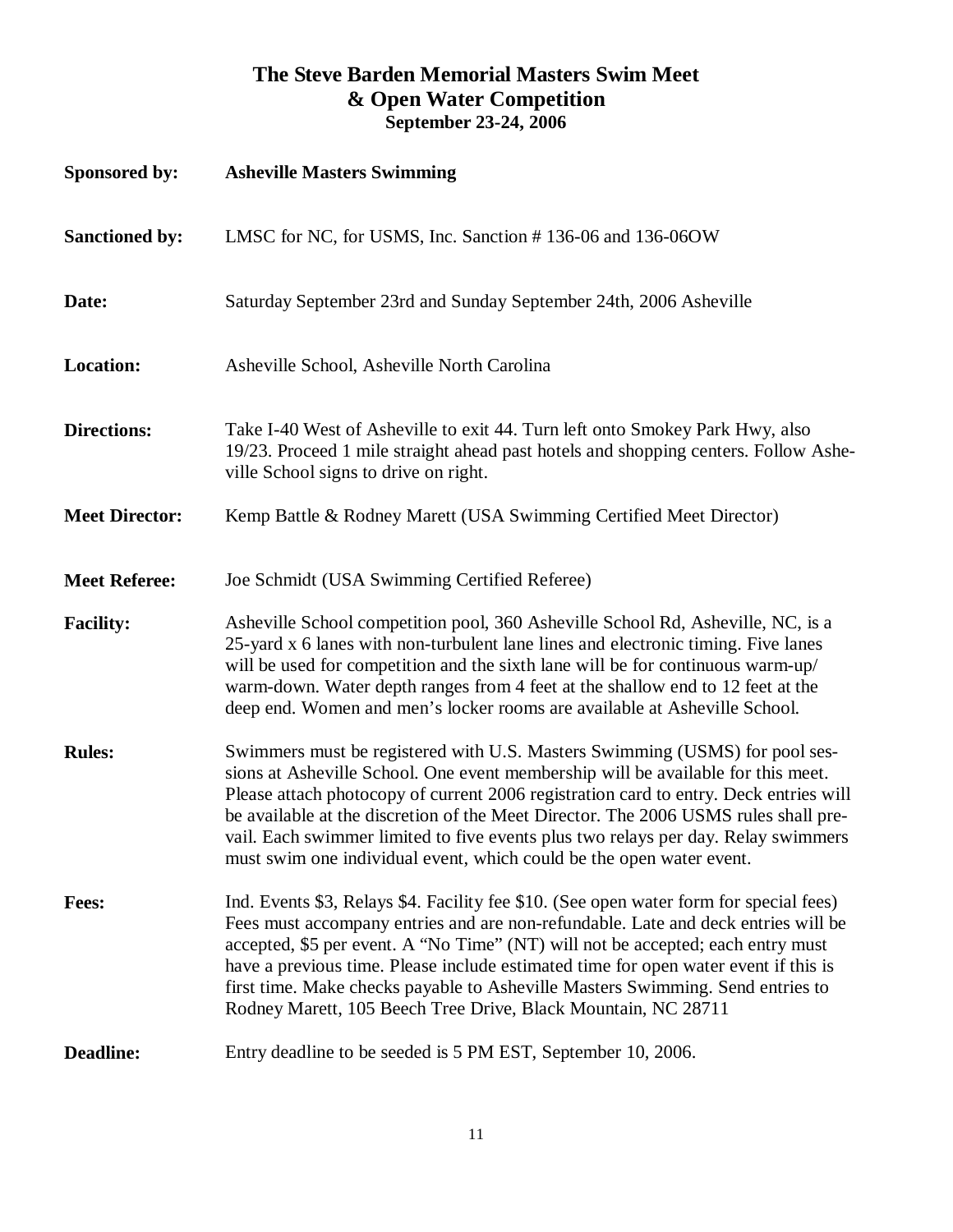# The Steve Barden Memorial Masters Swim Meet & Open Water Competition

**September 23-24, 2006**

**Sponsored by:** **Asheville Masters Swimming**

**Sanctioned by:** LMSC for NC, for USMS, Inc. Sanction # 136-06 and 136-06OW

**Date:** Saturday September 23rd and Sunday September 24th, 2006 Asheville

**Location:** Asheville School, Asheville North Carolina

**Directions:** Take I-40 West of Asheville to exit 44. Turn left onto Smokey Park Hwy, also 19/23. Proceed 1 mile straight ahead past hotels and shopping centers. Follow Asheville School signs to drive on right.

**Meet Director:** Kemp Battle & Rodney Marett (USA Swimming Certified Meet Director)

**Meet Referee:** Joe Schmidt (USA Swimming Certified Referee)

**Facility:** Asheville School competition pool, 360 Asheville School Rd, Asheville, NC, is a 25-yard x 6 lanes with non-turbulent lane lines and electronic timing. Five lanes will be used for competition and the sixth lane will be for continuous warm-up/ warm-down. Water depth ranges from 4 feet at the shallow end to 12 feet at the deep end. Women and men's locker rooms are available at Asheville School.

**Rules:** Swimmers must be registered with U.S. Masters Swimming (USMS) for pool sessions at Asheville School. One event membership will be available for this meet. Please attach photocopy of current 2006 registration card to entry. Deck entries will be available at the discretion of the Meet Director. The 2006 USMS rules shall prevail. Each swimmer limited to five events plus two relays per day. Relay swimmers must swim one individual event, which could be the open water event.

**Fees:** Ind. Events $3, Relays $4. Facility fee $10. (See open water form for special fees) Fees must accompany entries and are non-refundable. Late and deck entries will be accepted, $5 per event. A "No Time" (NT) will not be accepted; each entry must have a previous time. Please include estimated time for open water event if this is first time. Make checks payable to Asheville Masters Swimming. Send entries to Rodney Marett, 105 Beech Tree Drive, Black Mountain, NC 28711

**Deadline:** Entry deadline to be seeded is 5 PM EST, September 10, 2006.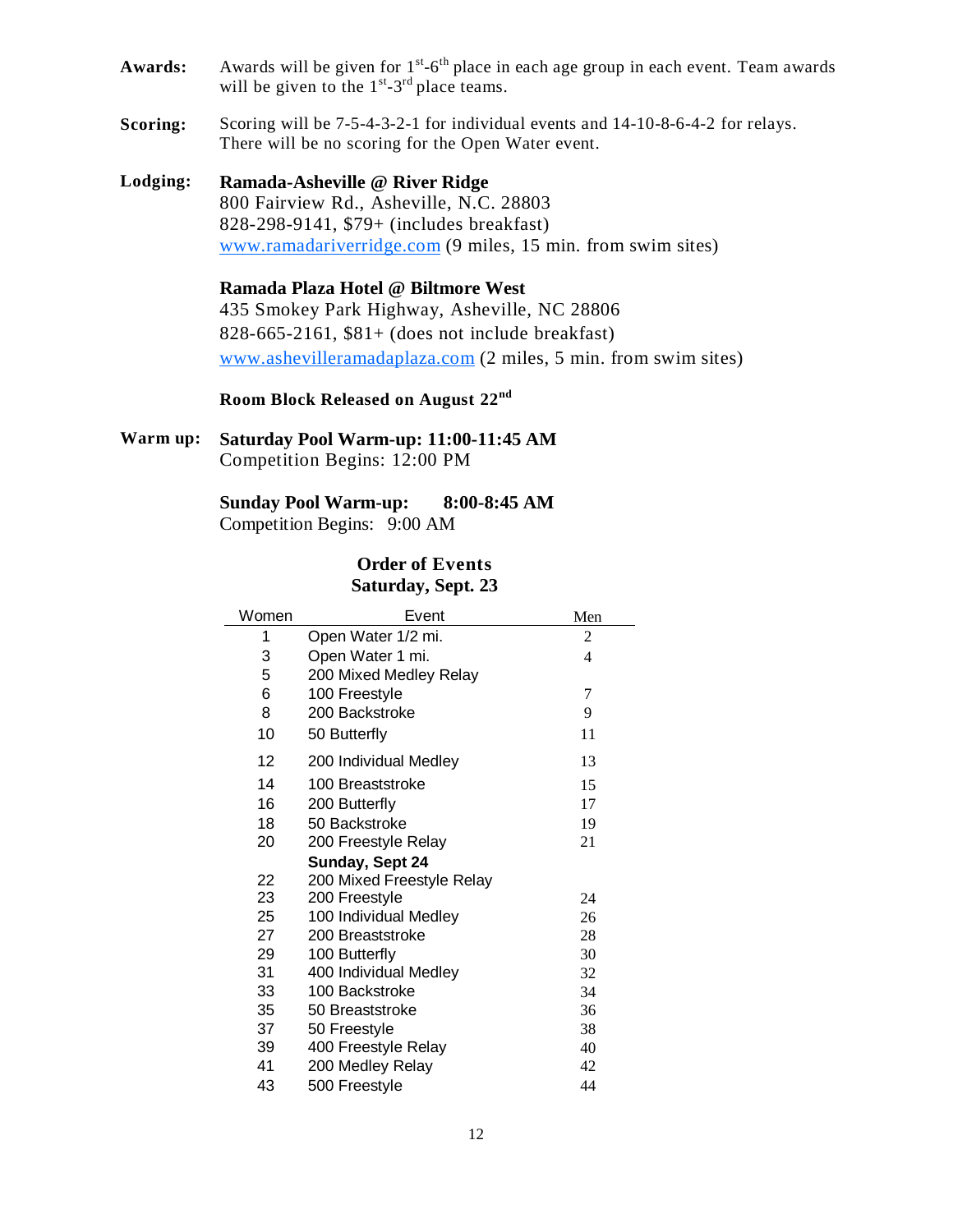**Awards:** Awards will be given for 1st-6th place in each age group in each event. Team awards will be given to the 1st-3rd place teams.

**Scoring:** Scoring will be 7-5-4-3-2-1 for individual events and 14-10-8-6-4-2 for relays. There will be no scoring for the Open Water event.

**Lodging:** **Ramada-Asheville @ River Ridge**
800 Fairview Rd., Asheville, N.C. 28803
828-298-9141, $79+ (includes breakfast)
www.ramadariverridge.com (9 miles, 15 min. from swim sites)

**Ramada Plaza Hotel @ Biltmore West**
435 Smokey Park Highway, Asheville, NC 28806
828-665-2161, $81+ (does not include breakfast)
www.ashevilleramadaplaza.com (2 miles, 5 min. from swim sites)

**Room Block Released on August 22nd**

**Warm up:** **Saturday Pool Warm-up: 11:00-11:45 AM**
Competition Begins: 12:00 PM

**Sunday Pool Warm-up: 8:00-8:45 AM**
Competition Begins: 9:00 AM

## Order of Events
## Saturday, Sept. 23

| Women | Event | Men |
|---|---|---|
| 1 | Open Water 1/2 mi. | 2 |
| 3 | Open Water 1 mi. | 4 |
| 5 | 200 Mixed Medley Relay | |
| 6 | 100 Freestyle | 7 |
| 8 | 200 Backstroke | 9 |
| 10 | 50 Butterfly | 11 |
| 12 | 200 Individual Medley | 13 |
| 14 | 100 Breaststroke | 15 |
| 16 | 200 Butterfly | 17 |
| 18 | 50 Backstroke | 19 |
| 20 | 200 Freestyle Relay | 21 |
| | **Sunday, Sept 24** | |
| 22 | 200 Mixed Freestyle Relay | |
| 23 | 200 Freestyle | 24 |
| 25 | 100 Individual Medley | 26 |
| 27 | 200 Breaststroke | 28 |
| 29 | 100 Butterfly | 30 |
| 31 | 400 Individual Medley | 32 |
| 33 | 100 Backstroke | 34 |
| 35 | 50 Breaststroke | 36 |
| 37 | 50 Freestyle | 38 |
| 39 | 400 Freestyle Relay | 40 |
| 41 | 200 Medley Relay | 42 |
| 43 | 500 Freestyle | 44 |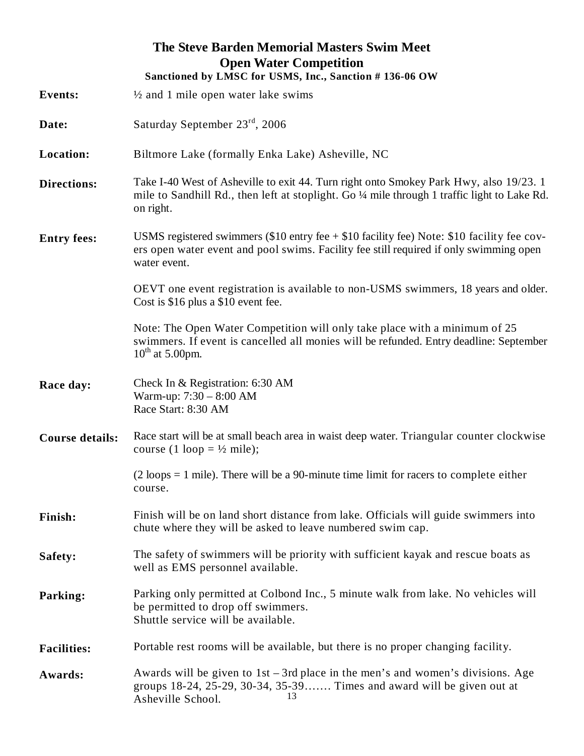# The Steve Barden Memorial Masters Swim Meet
## Open Water Competition
**Sanctioned by LMSC for USMS, Inc., Sanction # 136-06 OW**

**Events:** ½ and 1 mile open water lake swims

**Date:** Saturday September 23rd, 2006

**Location:** Biltmore Lake (formally Enka Lake) Asheville, NC

**Directions:** Take I-40 West of Asheville to exit 44. Turn right onto Smokey Park Hwy, also 19/23. 1 mile to Sandhill Rd., then left at stoplight. Go ¼ mile through 1 traffic light to Lake Rd. on right.

**Entry fees:** USMS registered swimmers ($10 entry fee + $10 facility fee) Note: $10 facility fee covers open water event and pool swims. Facility fee still required if only swimming open water event.

OEVT one event registration is available to non-USMS swimmers, 18 years and older. Cost is $16 plus a $10 event fee.

Note: The Open Water Competition will only take place with a minimum of 25 swimmers. If event is cancelled all monies will be refunded. Entry deadline: September 10th at 5.00pm.

**Race day:** Check In & Registration: 6:30 AM
Warm-up: 7:30 – 8:00 AM
Race Start: 8:30 AM

**Course details:** Race start will be at small beach area in waist deep water. Triangular counter clockwise course (1 loop = ½ mile);

(2 loops = 1 mile). There will be a 90-minute time limit for racers to complete either course.

**Finish:** Finish will be on land short distance from lake. Officials will guide swimmers into chute where they will be asked to leave numbered swim cap.

**Safety:** The safety of swimmers will be priority with sufficient kayak and rescue boats as well as EMS personnel available.

**Parking:** Parking only permitted at Colbond Inc., 5 minute walk from lake. No vehicles will be permitted to drop off swimmers.
Shuttle service will be available.

**Facilities:** Portable rest rooms will be available, but there is no proper changing facility.

**Awards:** Awards will be given to 1st – 3rd place in the men's and women's divisions. Age groups 18-24, 25-29, 30-34, 35-39……. Times and award will be given out at Asheville School.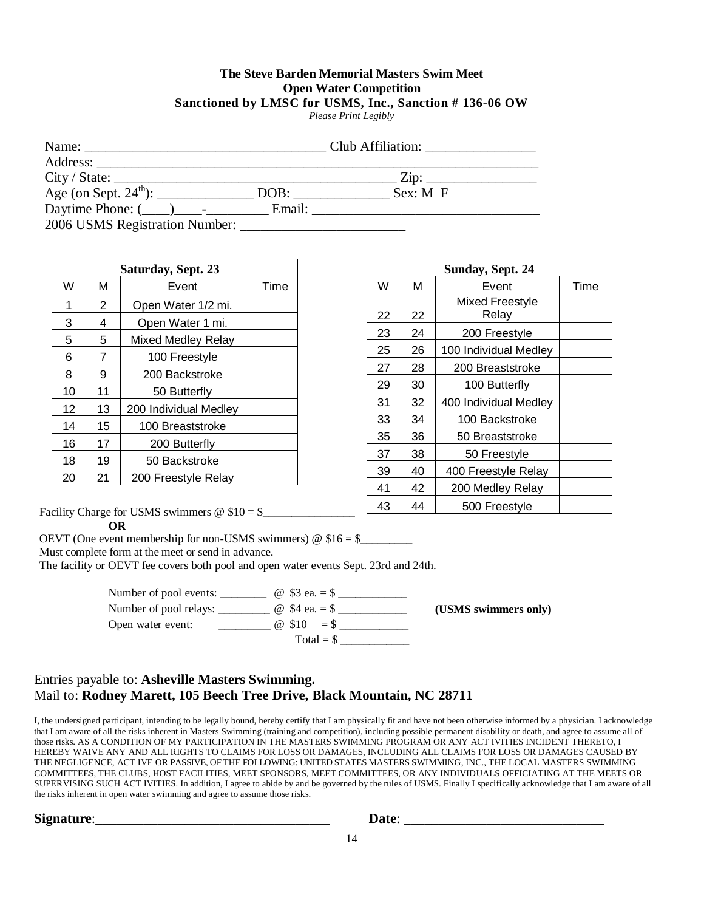**The Steve Barden Memorial Masters Swim Meet**
**Open Water Competition**
**Sanctioned by LMSC for USMS, Inc., Sanction # 136-06 OW**
*Please Print Legibly*

Name: ________________________________ Club Affiliation: _______________

Address: ____________________________________________________________

City / State: ______________________________________ Zip: _______________

Age (on Sept. 24th): _____________ DOB: _____________ Sex: M F

Daytime Phone: (____)____-_________ Email: _______________________________

2006 USMS Registration Number: ______________________

| Saturday, Sept. 23 | | | |
|---|---|---|---|
| W | M | Event | Time |
| 1 | 2 | Open Water 1/2 mi. | |
| 3 | 4 | Open Water 1 mi. | |
| 5 | 5 | Mixed Medley Relay | |
| 6 | 7 | 100 Freestyle | |
| 8 | 9 | 200 Backstroke | |
| 10 | 11 | 50 Butterfly | |
| 12 | 13 | 200 Individual Medley | |
| 14 | 15 | 100 Breaststroke | |
| 16 | 17 | 200 Butterfly | |
| 18 | 19 | 50 Backstroke | |
| 20 | 21 | 200 Freestyle Relay | |

| Sunday, Sept. 24 | | | |
|---|---|---|---|
| W | M | Event | Time |
| 22 | 22 | Mixed Freestyle Relay | |
| 23 | 24 | 200 Freestyle | |
| 25 | 26 | 100 Individual Medley | |
| 27 | 28 | 200 Breaststroke | |
| 29 | 30 | 100 Butterfly | |
| 31 | 32 | 400 Individual Medley | |
| 33 | 34 | 100 Backstroke | |
| 35 | 36 | 50 Breaststroke | |
| 37 | 38 | 50 Freestyle | |
| 39 | 40 | 400 Freestyle Relay | |
| 41 | 42 | 200 Medley Relay | |
| 43 | 44 | 500 Freestyle | |

Facility Charge for USMS swimmers @ $10 = $_______________

**OR**

OEVT (One event membership for non-USMS swimmers) @ $16 = $_________

Must complete form at the meet or send in advance.

The facility or OEVT fee covers both pool and open water events Sept. 23rd and 24th.

Number of pool events: ________ @ $3 ea. = $ ____________

Number of pool relays: _________ @ $4 ea. = $ ____________ **(USMS swimmers only)**

Open water event: _________ @ $10 = $ ____________

Total = $ ____________

Entries payable to: **Asheville Masters Swimming.**
Mail to: **Rodney Marett, 105 Beech Tree Drive, Black Mountain, NC 28711**

I, the undersigned participant, intending to be legally bound, hereby certify that I am physically fit and have not been otherwise informed by a physician. I acknowledge that I am aware of all the risks inherent in Masters Swimming (training and competition), including possible permanent disability or death, and agree to assume all of those risks. AS A CONDITION OF MY PARTICIPATION IN THE MASTERS SWIMMING PROGRAM OR ANY ACT IVITIES INCIDENT THERETO, I HEREBY WAIVE ANY AND ALL RIGHTS TO CLAIMS FOR LOSS OR DAMAGES, INCLUDING ALL CLAIMS FOR LOSS OR DAMAGES CAUSED BY THE NEGLIGENCE, ACT IVE OR PASSIVE, OF THE FOLLOWING: UNITED STATES MASTERS SWIMMING, INC., THE LOCAL MASTERS SWIMMING COMMITTEES, THE CLUBS, HOST FACILITIES, MEET SPONSORS, MEET COMMITTEES, OR ANY INDIVIDUALS OFFICIATING AT THE MEETS OR SUPERVISING SUCH ACT IVITIES. In addition, I agree to abide by and be governed by the rules of USMS. Finally I specifically acknowledge that I am aware of all the risks inherent in open water swimming and agree to assume those risks.

**Signature**:_________________________________ **Date**: _____________________________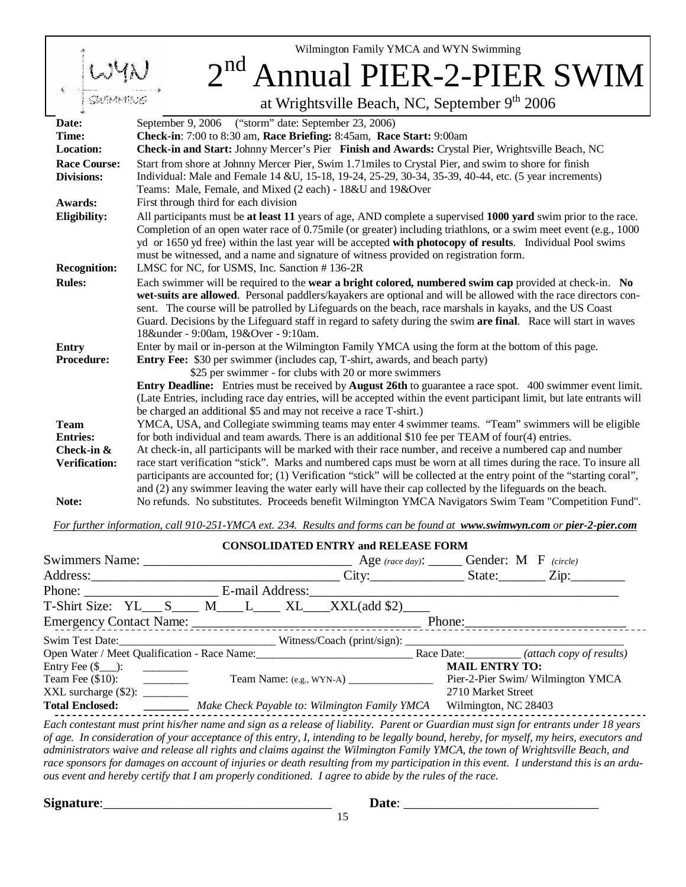Wilmington Family YMCA and WYN Swimming

# 2nd Annual PIER-2-PIER SWIM

at Wrightsville Beach, NC, September 9th 2006

| | |
|---|---|
| **Date:** | September 9, 2006 ("storm" date: September 23, 2006) |
| **Time:** | **Check-in**: 7:00 to 8:30 am, **Race Briefing:** 8:45am, **Race Start:** 9:00am |
| **Location:** | **Check-in and Start:** Johnny Mercer's Pier **Finish and Awards:** Crystal Pier, Wrightsville Beach, NC |
| **Race Course:** | Start from shore at Johnny Mercer Pier, Swim 1.71miles to Crystal Pier, and swim to shore for finish |
| **Divisions:** | Individual: Male and Female 14 &U, 15-18, 19-24, 25-29, 30-34, 35-39, 40-44, etc. (5 year increments) Teams: Male, Female, and Mixed (2 each) - 18&U and 19&Over |
| **Awards:** | First through third for each division |
| **Eligibility:** | All participants must be **at least 11** years of age, AND complete a supervised **1000 yard** swim prior to the race. Completion of an open water race of 0.75mile (or greater) including triathlons, or a swim meet event (e.g., 1000 yd or 1650 yd free) within the last year will be accepted **with photocopy of results**. Individual Pool swims must be witnessed, and a name and signature of witness provided on registration form. |
| **Recognition:** | LMSC for NC, for USMS, Inc. Sanction # 136-2R |
| **Rules:** | Each swimmer will be required to the **wear a bright colored, numbered swim cap** provided at check-in. **No wet-suits are allowed**. Personal paddlers/kayakers are optional and will be allowed with the race directors consent. The course will be patrolled by Lifeguards on the beach, race marshals in kayaks, and the US Coast Guard. Decisions by the Lifeguard staff in regard to safety during the swim **are final**. Race will start in waves 18&under - 9:00am, 19&Over - 9:10am. |
| **Entry Procedure:** | Enter by mail or in-person at the Wilmington Family YMCA using the form at the bottom of this page. **Entry Fee:** $30 per swimmer (includes cap, T-shirt, awards, and beach party) $25 per swimmer - for clubs with 20 or more swimmers **Entry Deadline:** Entries must be received by **August 26th** to guarantee a race spot. 400 swimmer event limit. (Late Entries, including race day entries, will be accepted within the event participant limit, but late entrants will be charged an additional $5 and may not receive a race T-shirt.) |
| **Team Entries:** | YMCA, USA, and Collegiate swimming teams may enter 4 swimmer teams. "Team" swimmers will be eligible for both individual and team awards. There is an additional $10 fee per TEAM of four(4) entries. |
| **Check-in & Verification:** | At check-in, all participants will be marked with their race number, and receive a numbered cap and number race start verification "stick". Marks and numbered caps must be worn at all times during the race. To insure all participants are accounted for; (1) Verification "stick" will be collected at the entry point of the "starting coral", and (2) any swimmer leaving the water early will have their cap collected by the lifeguards on the beach. |
| **Note:** | No refunds. No substitutes. Proceeds benefit Wilmington YMCA Navigators Swim Team "Competition Fund". |

*For further information, call 910-251-YMCA ext. 234. Results and forms can be found at **www.swimwyn.com** or **pier-2-pier.com***

**CONSOLIDATED ENTRY and RELEASE FORM**

Swimmers Name: ______________________________ Age *(race day)*: _____ Gender: M F *(circle)*

Address:__________________________________ City:______________ State:_______ Zip:________

Phone: ___________________ E-mail Address:_____________________________________________

T-Shirt Size: YL___ S____ M____ L____ XL____XXL(add $2)____

Emergency Contact Name: __________________________________ Phone:________________________

Swim Test Date:__________________________ Witness/Coach (print/sign): ______________________________________

Open Water / Meet Qualification - Race Name:___________________________ Race Date:_________ *(attach copy of results)*

Entry Fee ($___): ________

Team Fee ($10): ________ Team Name: (e.g., WYN-A) _______________

XXL surcharge ($2): ________

**Total Enclosed:** ________ *Make Check Payable to: Wilmington Family YMCA*

**MAIL ENTRY TO:**
Pier-2-Pier Swim/ Wilmington YMCA
2710 Market Street
Wilmington, NC 28403

*Each contestant must print his/her name and sign as a release of liability. Parent or Guardian must sign for entrants under 18 years of age. In consideration of your acceptance of this entry, I, intending to be legally bound, hereby, for myself, my heirs, executors and administrators waive and release all rights and claims against the Wilmington Family YMCA, the town of Wrightsville Beach, and race sponsors for damages on account of injuries or death resulting from my participation in this event. I understand this is an arduous event and hereby certify that I am properly conditioned. I agree to abide by the rules of the race.*

**Signature**:__________________________________ **Date**: _____________________________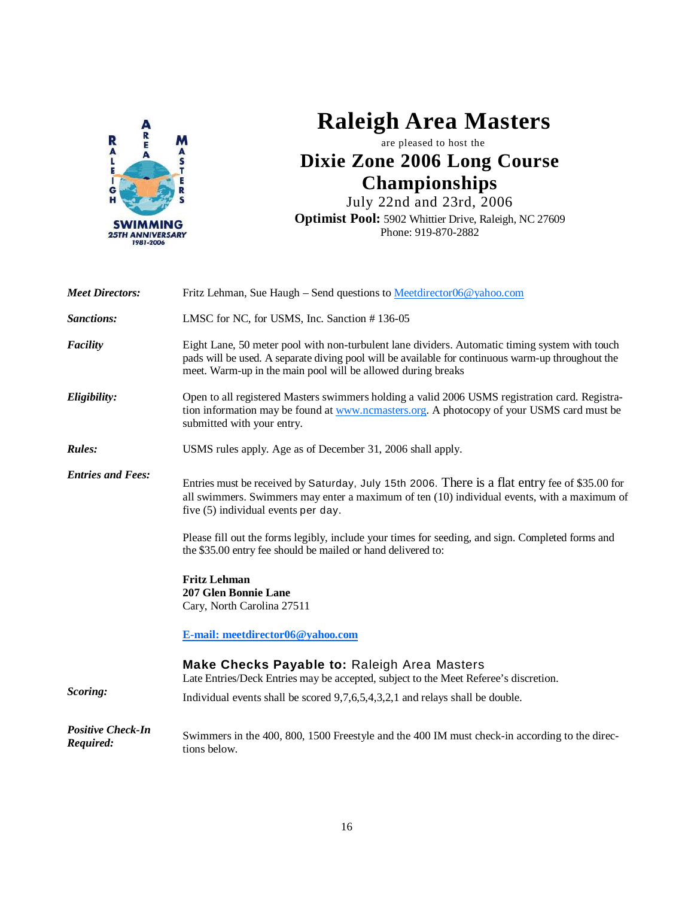# Raleigh Area Masters

are pleased to host the

## Dixie Zone 2006 Long Course Championships

July 22nd and 23rd, 2006

**Optimist Pool:** 5902 Whittier Drive, Raleigh, NC 27609
Phone: 919-870-2882

***Meet Directors:*** Fritz Lehman, Sue Haugh – Send questions to Meetdirector06@yahoo.com

***Sanctions:*** LMSC for NC, for USMS, Inc. Sanction # 136-05

***Facility*** Eight Lane, 50 meter pool with non-turbulent lane dividers. Automatic timing system with touch pads will be used. A separate diving pool will be available for continuous warm-up throughout the meet. Warm-up in the main pool will be allowed during breaks

***Eligibility:*** Open to all registered Masters swimmers holding a valid 2006 USMS registration card. Registration information may be found at www.ncmasters.org. A photocopy of your USMS card must be submitted with your entry.

***Rules:*** USMS rules apply. Age as of December 31, 2006 shall apply.

***Entries and Fees:***

Entries must be received by Saturday, July 15th 2006. There is a flat entry fee of $35.00 for all swimmers. Swimmers may enter a maximum of ten (10) individual events, with a maximum of five (5) individual events per day.

Please fill out the forms legibly, include your times for seeding, and sign. Completed forms and the $35.00 entry fee should be mailed or hand delivered to:

**Fritz Lehman**
**207 Glen Bonnie Lane**
Cary, North Carolina 27511

**E-mail: meetdirector06@yahoo.com**

**Make Checks Payable to:** Raleigh Area Masters
Late Entries/Deck Entries may be accepted, subject to the Meet Referee's discretion.

***Scoring:*** Individual events shall be scored 9,7,6,5,4,3,2,1 and relays shall be double.

***Positive Check-In Required:*** Swimmers in the 400, 800, 1500 Freestyle and the 400 IM must check-in according to the directions below.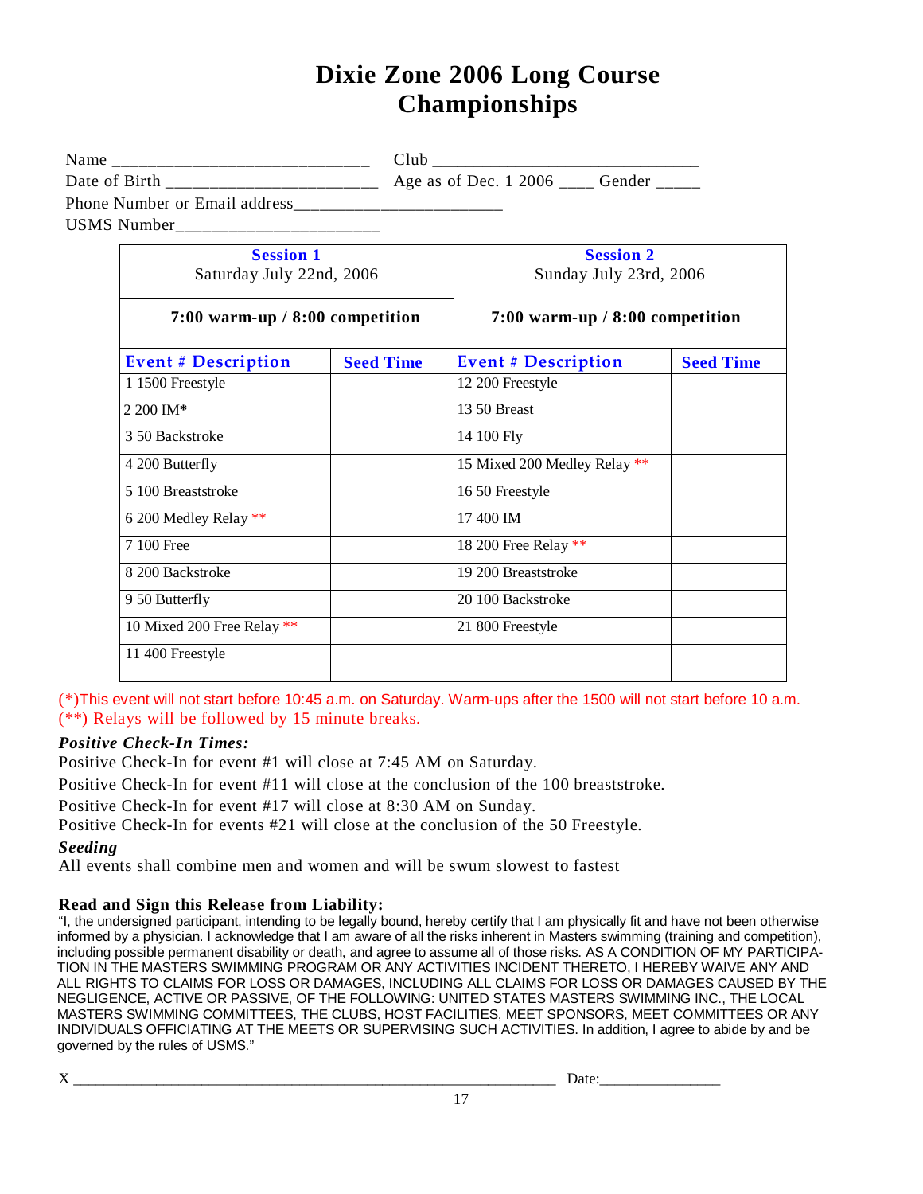# Dixie Zone 2006 Long Course Championships

Name ____________________________ Club ______________________________

Date of Birth _______________________ Age as of Dec. 1 2006 ____ Gender _____

Phone Number or Email address______________________

USMS Number______________________

| Session 1<br>Saturday July 22nd, 2006<br>7:00 warm-up / 8:00 competition | | Session 2<br>Sunday July 23rd, 2006<br>7:00 warm-up / 8:00 competition | |
|---|---|---|---|
| **Event # Description** | **Seed Time** | **Event # Description** | **Seed Time** |
| 1 1500 Freestyle | | 12 200 Freestyle | |
| 2 200 IM* | | 13 50 Breast | |
| 3 50 Backstroke | | 14 100 Fly | |
| 4 200 Butterfly | | 15 Mixed 200 Medley Relay ** | |
| 5 100 Breaststroke | | 16 50 Freestyle | |
| 6 200 Medley Relay ** | | 17 400 IM | |
| 7 100 Free | | 18 200 Free Relay ** | |
| 8 200 Backstroke | | 19 200 Breaststroke | |
| 9 50 Butterfly | | 20 100 Backstroke | |
| 10 Mixed 200 Free Relay ** | | 21 800 Freestyle | |
| 11 400 Freestyle | | | |

(*)This event will not start before 10:45 a.m. on Saturday. Warm-ups after the 1500 will not start before 10 a.m.

(**) Relays will be followed by 15 minute breaks.

***Positive Check-In Times:***

Positive Check-In for event #1 will close at 7:45 AM on Saturday.

Positive Check-In for event #11 will close at the conclusion of the 100 breaststroke.

Positive Check-In for event #17 will close at 8:30 AM on Sunday.

Positive Check-In for events #21 will close at the conclusion of the 50 Freestyle.

***Seeding***

All events shall combine men and women and will be swum slowest to fastest

**Read and Sign this Release from Liability:**

"I, the undersigned participant, intending to be legally bound, hereby certify that I am physically fit and have not been otherwise informed by a physician. I acknowledge that I am aware of all the risks inherent in Masters swimming (training and competition), including possible permanent disability or death, and agree to assume all of those risks. AS A CONDITION OF MY PARTICIPATION IN THE MASTERS SWIMMING PROGRAM OR ANY ACTIVITIES INCIDENT THERETO, I HEREBY WAIVE ANY AND ALL RIGHTS TO CLAIMS FOR LOSS OR DAMAGES, INCLUDING ALL CLAIMS FOR LOSS OR DAMAGES CAUSED BY THE NEGLIGENCE, ACTIVE OR PASSIVE, OF THE FOLLOWING: UNITED STATES MASTERS SWIMMING INC., THE LOCAL MASTERS SWIMMING COMMITTEES, THE CLUBS, HOST FACILITIES, MEET SPONSORS, MEET COMMITTEES OR ANY INDIVIDUALS OFFICIATING AT THE MEETS OR SUPERVISING SUCH ACTIVITIES. In addition, I agree to abide by and be governed by the rules of USMS."

X ____________________________________________________________ Date:_______________